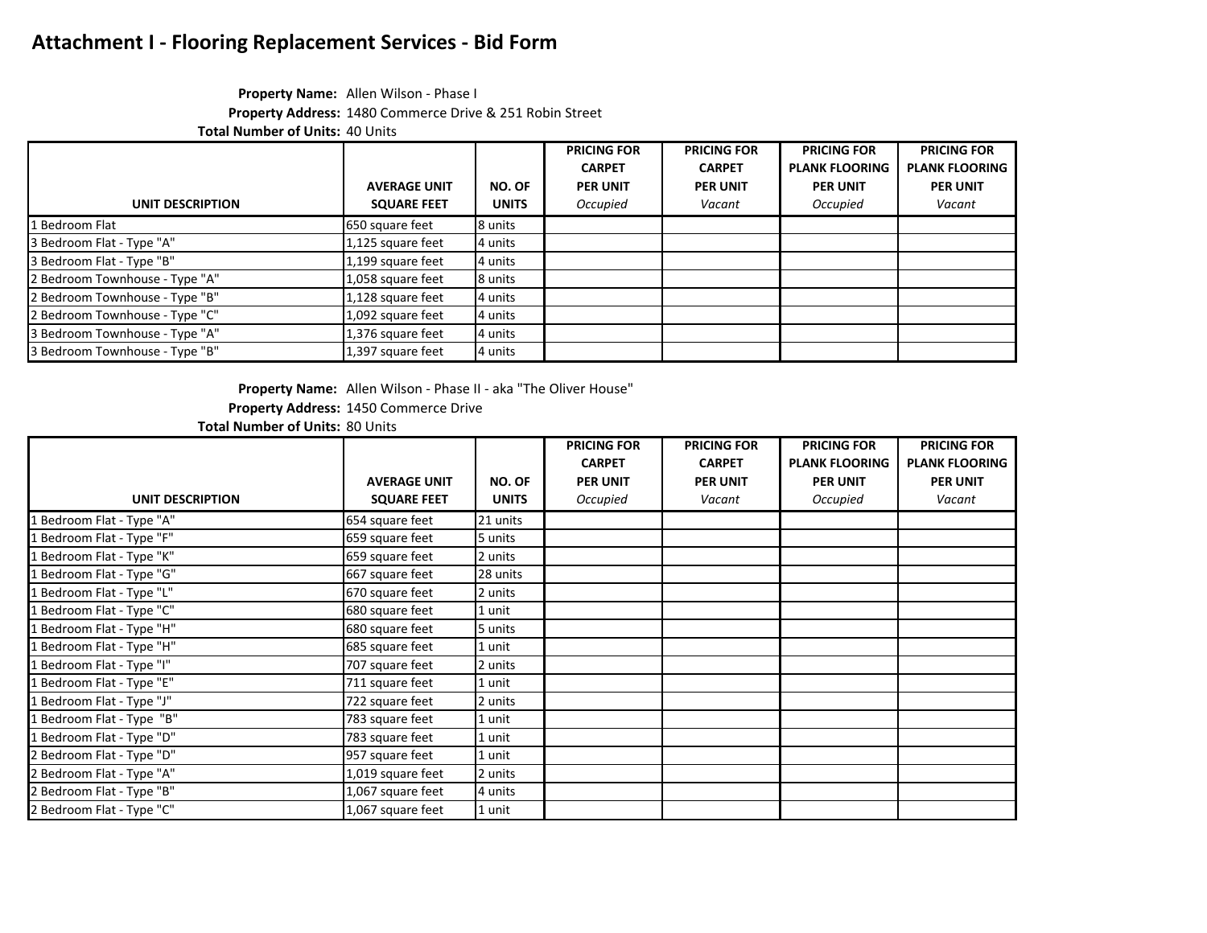# Attachment I - Flooring Replacement Services - Bid Form

**Property Name:** Allen Wilson - Phase I
**Property Address:** 1480 Commerce Drive & 251 Robin Street
**Total Number of Units:** 40 Units

| UNIT DESCRIPTION | AVERAGE UNIT SQUARE FEET | NO. OF UNITS | PRICING FOR CARPET PER UNIT *Occupied* | PRICING FOR CARPET PER UNIT *Vacant* | PRICING FOR PLANK FLOORING PER UNIT *Occupied* | PRICING FOR PLANK FLOORING PER UNIT *Vacant* |
|---|---|---|---|---|---|---|
| 1 Bedroom Flat | 650 square feet | 8 units | | | | |
| 3 Bedroom Flat - Type "A" | 1,125 square feet | 4 units | | | | |
| 3 Bedroom Flat - Type "B" | 1,199 square feet | 4 units | | | | |
| 2 Bedroom Townhouse - Type "A" | 1,058 square feet | 8 units | | | | |
| 2 Bedroom Townhouse - Type "B" | 1,128 square feet | 4 units | | | | |
| 2 Bedroom Townhouse - Type "C" | 1,092 square feet | 4 units | | | | |
| 3 Bedroom Townhouse - Type "A" | 1,376 square feet | 4 units | | | | |
| 3 Bedroom Townhouse - Type "B" | 1,397 square feet | 4 units | | | | |

**Property Name:** Allen Wilson - Phase II - aka "The Oliver House"
**Property Address:** 1450 Commerce Drive
**Total Number of Units:** 80 Units

| UNIT DESCRIPTION | AVERAGE UNIT SQUARE FEET | NO. OF UNITS | PRICING FOR CARPET PER UNIT *Occupied* | PRICING FOR CARPET PER UNIT *Vacant* | PRICING FOR PLANK FLOORING PER UNIT *Occupied* | PRICING FOR PLANK FLOORING PER UNIT *Vacant* |
|---|---|---|---|---|---|---|
| 1 Bedroom Flat - Type "A" | 654 square feet | 21 units | | | | |
| 1 Bedroom Flat - Type "F" | 659 square feet | 5 units | | | | |
| 1 Bedroom Flat - Type "K" | 659 square feet | 2 units | | | | |
| 1 Bedroom Flat - Type "G" | 667 square feet | 28 units | | | | |
| 1 Bedroom Flat - Type "L" | 670 square feet | 2 units | | | | |
| 1 Bedroom Flat - Type "C" | 680 square feet | 1 unit | | | | |
| 1 Bedroom Flat - Type "H" | 680 square feet | 5 units | | | | |
| 1 Bedroom Flat - Type "H" | 685 square feet | 1 unit | | | | |
| 1 Bedroom Flat - Type "I" | 707 square feet | 2 units | | | | |
| 1 Bedroom Flat - Type "E" | 711 square feet | 1 unit | | | | |
| 1 Bedroom Flat - Type "J" | 722 square feet | 2 units | | | | |
| 1 Bedroom Flat - Type "B" | 783 square feet | 1 unit | | | | |
| 1 Bedroom Flat - Type "D" | 783 square feet | 1 unit | | | | |
| 2 Bedroom Flat - Type "D" | 957 square feet | 1 unit | | | | |
| 2 Bedroom Flat - Type "A" | 1,019 square feet | 2 units | | | | |
| 2 Bedroom Flat - Type "B" | 1,067 square feet | 4 units | | | | |
| 2 Bedroom Flat - Type "C" | 1,067 square feet | 1 unit | | | | |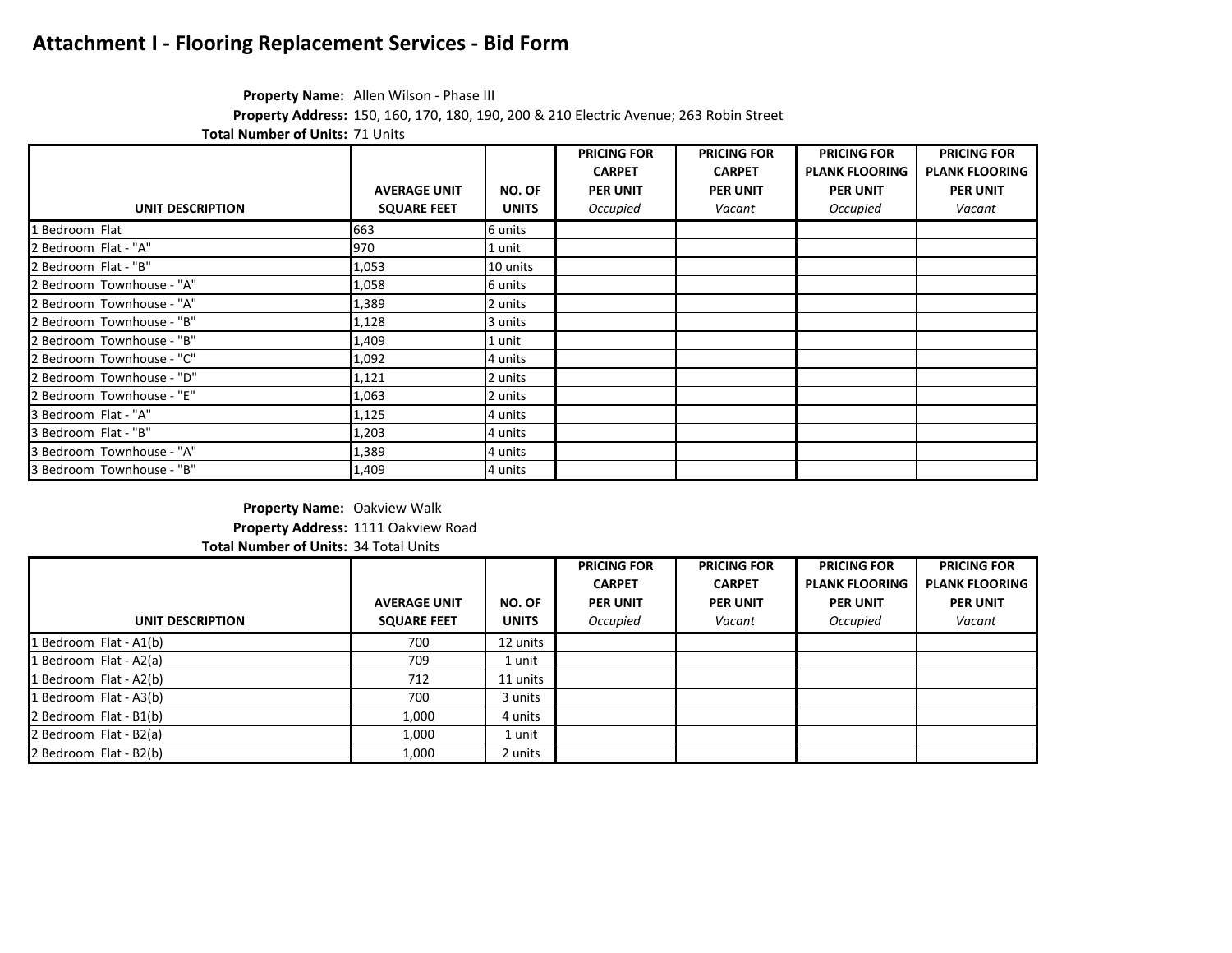# Attachment I - Flooring Replacement Services - Bid Form

**Property Name:** Allen Wilson - Phase III
**Property Address:** 150, 160, 170, 180, 190, 200 & 210 Electric Avenue; 263 Robin Street
**Total Number of Units:** 71 Units

| UNIT DESCRIPTION | AVERAGE UNIT SQUARE FEET | NO. OF UNITS | PRICING FOR CARPET PER UNIT *Occupied* | PRICING FOR CARPET PER UNIT *Vacant* | PRICING FOR PLANK FLOORING PER UNIT *Occupied* | PRICING FOR PLANK FLOORING PER UNIT *Vacant* |
|---|---|---|---|---|---|---|
| 1 Bedroom Flat | 663 | 6 units | | | | |
| 2 Bedroom Flat - "A" | 970 | 1 unit | | | | |
| 2 Bedroom Flat - "B" | 1,053 | 10 units | | | | |
| 2 Bedroom Townhouse - "A" | 1,058 | 6 units | | | | |
| 2 Bedroom Townhouse - "A" | 1,389 | 2 units | | | | |
| 2 Bedroom Townhouse - "B" | 1,128 | 3 units | | | | |
| 2 Bedroom Townhouse - "B" | 1,409 | 1 unit | | | | |
| 2 Bedroom Townhouse - "C" | 1,092 | 4 units | | | | |
| 2 Bedroom Townhouse - "D" | 1,121 | 2 units | | | | |
| 2 Bedroom Townhouse - "E" | 1,063 | 2 units | | | | |
| 3 Bedroom Flat - "A" | 1,125 | 4 units | | | | |
| 3 Bedroom Flat - "B" | 1,203 | 4 units | | | | |
| 3 Bedroom Townhouse - "A" | 1,389 | 4 units | | | | |
| 3 Bedroom Townhouse - "B" | 1,409 | 4 units | | | | |

**Property Name:** Oakview Walk
**Property Address:** 1111 Oakview Road
**Total Number of Units:** 34 Total Units

| UNIT DESCRIPTION | AVERAGE UNIT SQUARE FEET | NO. OF UNITS | PRICING FOR CARPET PER UNIT *Occupied* | PRICING FOR CARPET PER UNIT *Vacant* | PRICING FOR PLANK FLOORING PER UNIT *Occupied* | PRICING FOR PLANK FLOORING PER UNIT *Vacant* |
|---|---|---|---|---|---|---|
| 1 Bedroom Flat - A1(b) | 700 | 12 units | | | | |
| 1 Bedroom Flat - A2(a) | 709 | 1 unit | | | | |
| 1 Bedroom Flat - A2(b) | 712 | 11 units | | | | |
| 1 Bedroom Flat - A3(b) | 700 | 3 units | | | | |
| 2 Bedroom Flat - B1(b) | 1,000 | 4 units | | | | |
| 2 Bedroom Flat - B2(a) | 1,000 | 1 unit | | | | |
| 2 Bedroom Flat - B2(b) | 1,000 | 2 units | | | | |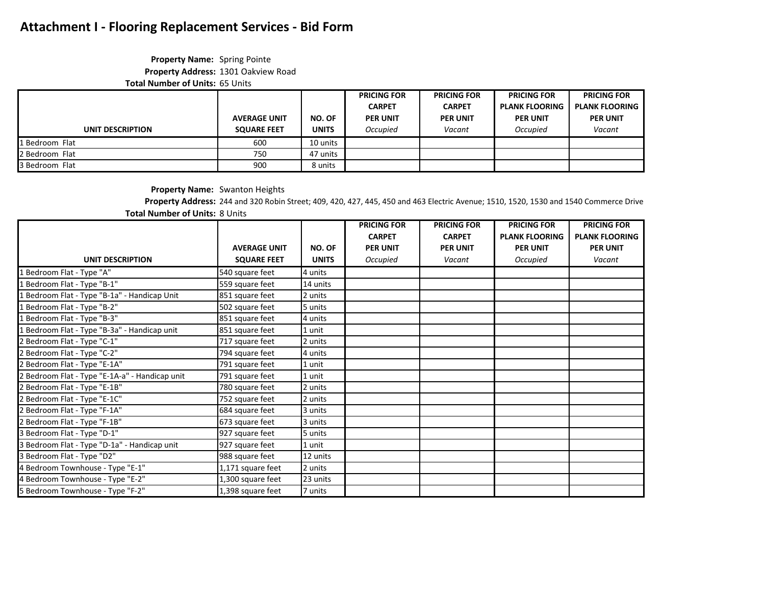# Attachment I - Flooring Replacement Services - Bid Form

**Property Name:** Spring Pointe
**Property Address:** 1301 Oakview Road
**Total Number of Units:** 65 Units

| UNIT DESCRIPTION | AVERAGE UNIT SQUARE FEET | NO. OF UNITS | PRICING FOR CARPET PER UNIT *Occupied* | PRICING FOR CARPET PER UNIT *Vacant* | PRICING FOR PLANK FLOORING PER UNIT *Occupied* | PRICING FOR PLANK FLOORING PER UNIT *Vacant* |
|---|---|---|---|---|---|---|
| 1 Bedroom Flat | 600 | 10 units | | | | |
| 2 Bedroom Flat | 750 | 47 units | | | | |
| 3 Bedroom Flat | 900 | 8 units | | | | |

**Property Name:** Swanton Heights
**Property Address:** 244 and 320 Robin Street; 409, 420, 427, 445, 450 and 463 Electric Avenue; 1510, 1520, 1530 and 1540 Commerce Drive
**Total Number of Units:** 8 Units

| UNIT DESCRIPTION | AVERAGE UNIT SQUARE FEET | NO. OF UNITS | PRICING FOR CARPET PER UNIT *Occupied* | PRICING FOR CARPET PER UNIT *Vacant* | PRICING FOR PLANK FLOORING PER UNIT *Occupied* | PRICING FOR PLANK FLOORING PER UNIT *Vacant* |
|---|---|---|---|---|---|---|
| 1 Bedroom Flat - Type "A" | 540 square feet | 4 units | | | | |
| 1 Bedroom Flat - Type "B-1" | 559 square feet | 14 units | | | | |
| 1 Bedroom Flat - Type "B-1a" - Handicap Unit | 851 square feet | 2 units | | | | |
| 1 Bedroom Flat - Type "B-2" | 502 square feet | 5 units | | | | |
| 1 Bedroom Flat - Type "B-3" | 851 square feet | 4 units | | | | |
| 1 Bedroom Flat - Type "B-3a" - Handicap unit | 851 square feet | 1 unit | | | | |
| 2 Bedroom Flat - Type "C-1" | 717 square feet | 2 units | | | | |
| 2 Bedroom Flat - Type "C-2" | 794 square feet | 4 units | | | | |
| 2 Bedroom Flat - Type "E-1A" | 791 square feet | 1 unit | | | | |
| 2 Bedroom Flat - Type "E-1A-a" - Handicap unit | 791 square feet | 1 unit | | | | |
| 2 Bedroom Flat - Type "E-1B" | 780 square feet | 2 units | | | | |
| 2 Bedroom Flat - Type "E-1C" | 752 square feet | 2 units | | | | |
| 2 Bedroom Flat - Type "F-1A" | 684 square feet | 3 units | | | | |
| 2 Bedroom Flat - Type "F-1B" | 673 square feet | 3 units | | | | |
| 3 Bedroom Flat - Type "D-1" | 927 square feet | 5 units | | | | |
| 3 Bedroom Flat - Type "D-1a" - Handicap unit | 927 square feet | 1 unit | | | | |
| 3 Bedroom Flat - Type "D2" | 988 square feet | 12 units | | | | |
| 4 Bedroom Townhouse - Type "E-1" | 1,171 square feet | 2 units | | | | |
| 4 Bedroom Townhouse - Type "E-2" | 1,300 square feet | 23 units | | | | |
| 5 Bedroom Townhouse - Type "F-2" | 1,398 square feet | 7 units | | | | |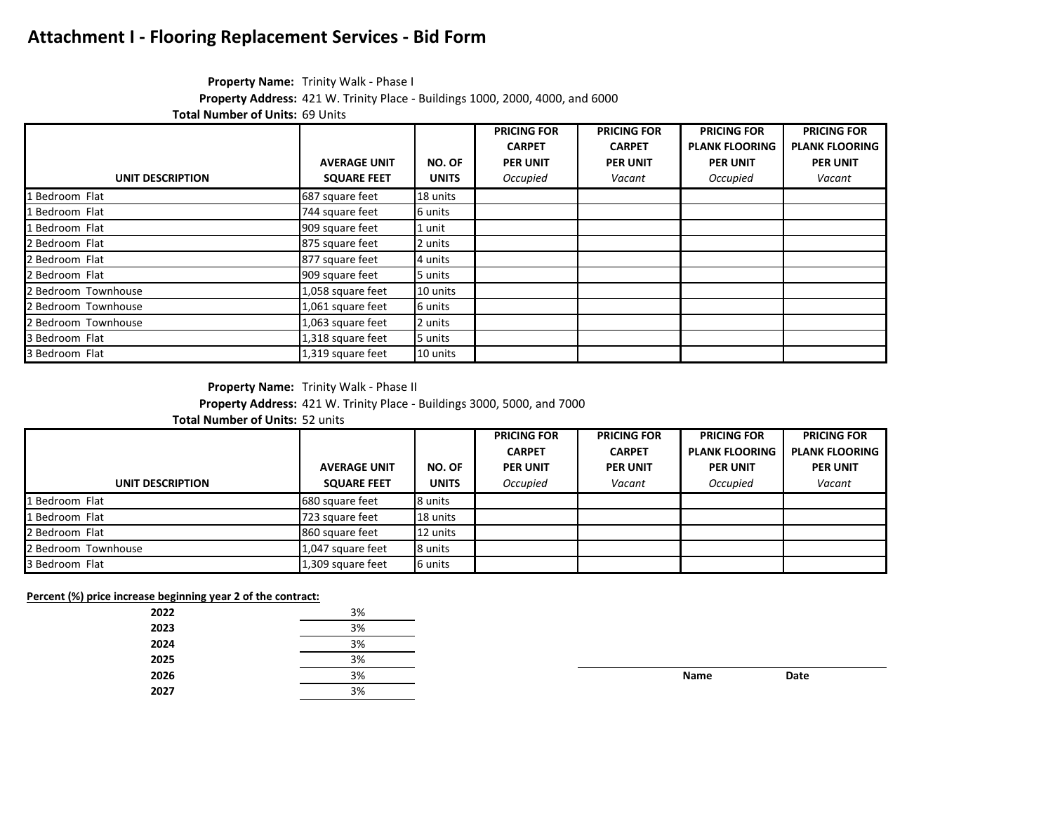# Attachment I - Flooring Replacement Services - Bid Form

**Property Name:** Trinity Walk - Phase I
**Property Address:** 421 W. Trinity Place - Buildings 1000, 2000, 4000, and 6000
**Total Number of Units:** 69 Units

| UNIT DESCRIPTION | AVERAGE UNIT SQUARE FEET | NO. OF UNITS | PRICING FOR CARPET PER UNIT *Occupied* | PRICING FOR CARPET PER UNIT *Vacant* | PRICING FOR PLANK FLOORING PER UNIT *Occupied* | PRICING FOR PLANK FLOORING PER UNIT *Vacant* |
|---|---|---|---|---|---|---|
| 1 Bedroom Flat | 687 square feet | 18 units | | | | |
| 1 Bedroom Flat | 744 square feet | 6 units | | | | |
| 1 Bedroom Flat | 909 square feet | 1 unit | | | | |
| 2 Bedroom Flat | 875 square feet | 2 units | | | | |
| 2 Bedroom Flat | 877 square feet | 4 units | | | | |
| 2 Bedroom Flat | 909 square feet | 5 units | | | | |
| 2 Bedroom Townhouse | 1,058 square feet | 10 units | | | | |
| 2 Bedroom Townhouse | 1,061 square feet | 6 units | | | | |
| 2 Bedroom Townhouse | 1,063 square feet | 2 units | | | | |
| 3 Bedroom Flat | 1,318 square feet | 5 units | | | | |
| 3 Bedroom Flat | 1,319 square feet | 10 units | | | | |

**Property Name:** Trinity Walk - Phase II
**Property Address:** 421 W. Trinity Place - Buildings 3000, 5000, and 7000
**Total Number of Units:** 52 units

| UNIT DESCRIPTION | AVERAGE UNIT SQUARE FEET | NO. OF UNITS | PRICING FOR CARPET PER UNIT *Occupied* | PRICING FOR CARPET PER UNIT *Vacant* | PRICING FOR PLANK FLOORING PER UNIT *Occupied* | PRICING FOR PLANK FLOORING PER UNIT *Vacant* |
|---|---|---|---|---|---|---|
| 1 Bedroom Flat | 680 square feet | 8 units | | | | |
| 1 Bedroom Flat | 723 square feet | 18 units | | | | |
| 2 Bedroom Flat | 860 square feet | 12 units | | | | |
| 2 Bedroom Townhouse | 1,047 square feet | 8 units | | | | |
| 3 Bedroom Flat | 1,309 square feet | 6 units | | | | |

**Percent (%) price increase beginning year 2 of the contract:**

| | |
|---|---|
| **2022** | 3% |
| **2023** | 3% |
| **2024** | 3% |
| **2025** | 3% |
| **2026** | 3% |
| **2027** | 3% |

**Name** **Date**